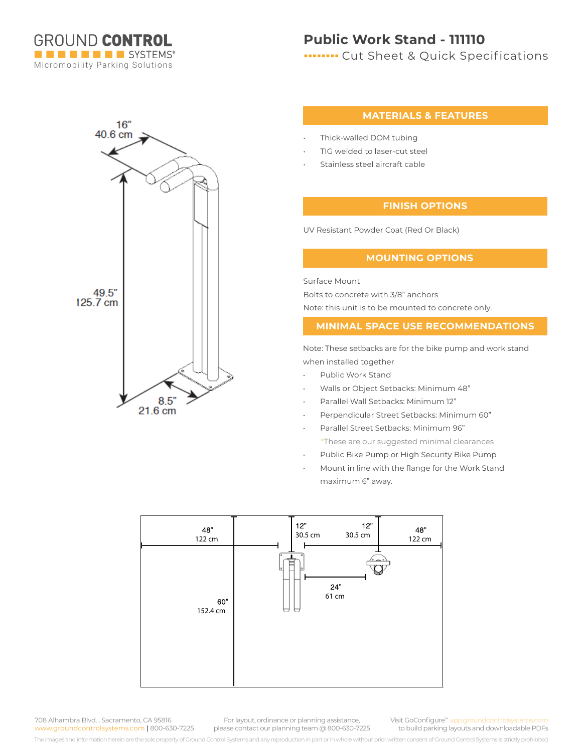GROUND **CONTROL** SYSTEMS®
Micromobility Parking Solutions

# Public Work Stand - 111110

## Cut Sheet & Quick Specifications

16”
40.6 cm

49.5”
125.7 cm

8.5”
21.6 cm

### MATERIALS & FEATURES

- Thick-walled DOM tubing
- TIG welded to laser-cut steel
- Stainless steel aircraft cable

### FINISH OPTIONS

UV Resistant Powder Coat (Red Or Black)

### MOUNTING OPTIONS

Surface Mount

Bolts to concrete with 3/8” anchors

Note: this unit is to be mounted to concrete only.

### MINIMAL SPACE USE RECOMMENDATIONS

Note: These setbacks are for the bike pump and work stand when installed together

- Public Work Stand
- Walls or Object Setbacks: Minimum 48”
- Parallel Wall Setbacks: Minimum 12”
- Perpendicular Street Setbacks: Minimum 60”
- Parallel Street Setbacks: Minimum 96”

  *These are our suggested minimal clearances
- Public Bike Pump or High Security Bike Pump
- Mount in line with the flange for the Work Stand maximum 6” away.

48” 122 cm | 12” 30.5 cm | 12” 30.5 cm | 48” 122 cm | 24” 61 cm | 60” 152.4 cm

708 Alhambra Blvd., Sacramento, CA 95816
www.groundcontrolsystems.com | 800-630-7225

For layout, ordinance or planning assistance, please contact our planning team @ 800-630-7225

Visit GoConfigure™ app.groundcontrolsystems.com to build parking layouts and downloadable PDFs

The images and information herein are the sole property of Ground Control Systems and any reproduction in part or in whole without prior written consent of Ground Control Systems is strictly prohibited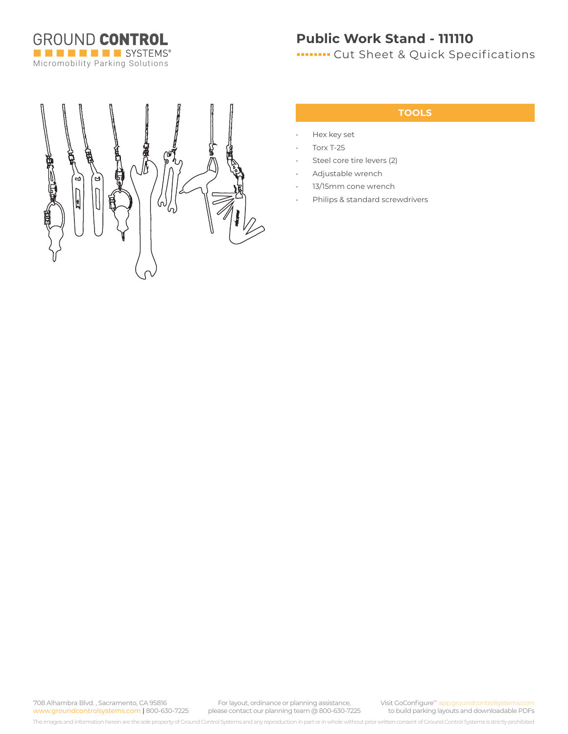## TOOLS

- Hex key set
- Torx T-25
- Steel core tire levers (2)
- Adjustable wrench
- 13/15mm cone wrench
- Philips & standard screwdrivers